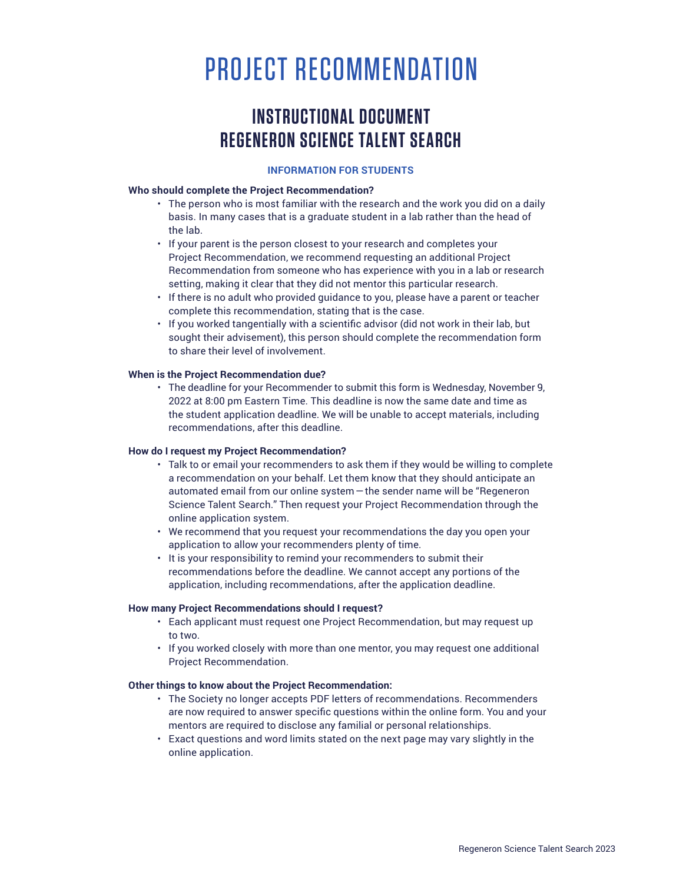# PROJECT RECOMMENDATION

## INSTRUCTIONAL DOCUMENT
## REGENERON SCIENCE TALENT SEARCH

### INFORMATION FOR STUDENTS

**Who should complete the Project Recommendation?**

- The person who is most familiar with the research and the work you did on a daily basis. In many cases that is a graduate student in a lab rather than the head of the lab.
- If your parent is the person closest to your research and completes your Project Recommendation, we recommend requesting an additional Project Recommendation from someone who has experience with you in a lab or research setting, making it clear that they did not mentor this particular research.
- If there is no adult who provided guidance to you, please have a parent or teacher complete this recommendation, stating that is the case.
- If you worked tangentially with a scientific advisor (did not work in their lab, but sought their advisement), this person should complete the recommendation form to share their level of involvement.

**When is the Project Recommendation due?**

- The deadline for your Recommender to submit this form is Wednesday, November 9, 2022 at 8:00 pm Eastern Time. This deadline is now the same date and time as the student application deadline. We will be unable to accept materials, including recommendations, after this deadline.

**How do I request my Project Recommendation?**

- Talk to or email your recommenders to ask them if they would be willing to complete a recommendation on your behalf. Let them know that they should anticipate an automated email from our online system — the sender name will be "Regeneron Science Talent Search." Then request your Project Recommendation through the online application system.
- We recommend that you request your recommendations the day you open your application to allow your recommenders plenty of time.
- It is your responsibility to remind your recommenders to submit their recommendations before the deadline. We cannot accept any portions of the application, including recommendations, after the application deadline.

**How many Project Recommendations should I request?**

- Each applicant must request one Project Recommendation, but may request up to two.
- If you worked closely with more than one mentor, you may request one additional Project Recommendation.

**Other things to know about the Project Recommendation:**

- The Society no longer accepts PDF letters of recommendations. Recommenders are now required to answer specific questions within the online form. You and your mentors are required to disclose any familial or personal relationships.
- Exact questions and word limits stated on the next page may vary slightly in the online application.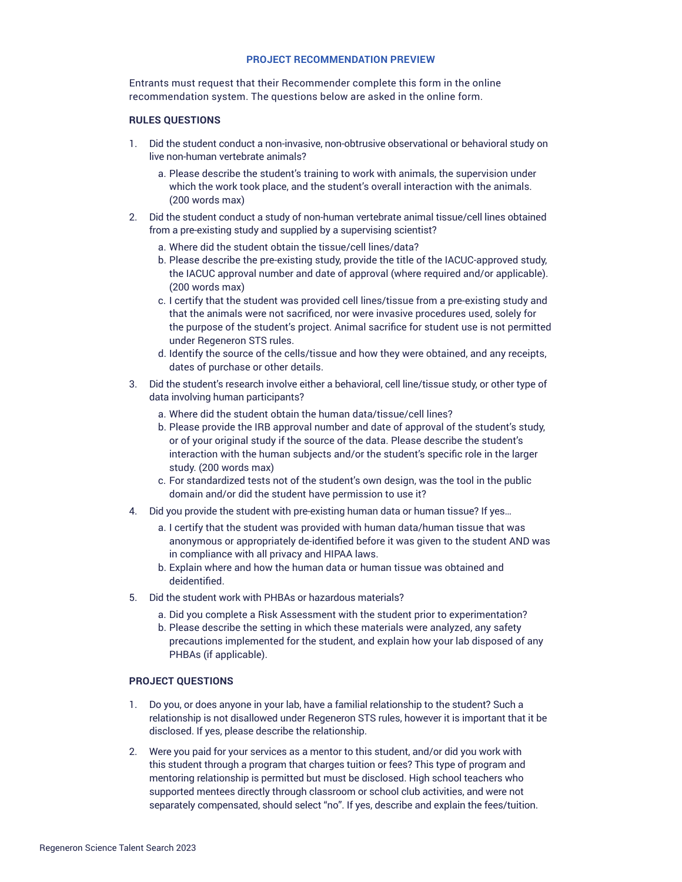## PROJECT RECOMMENDATION PREVIEW

Entrants must request that their Recommender complete this form in the online recommendation system. The questions below are asked in the online form.

### RULES QUESTIONS

1. Did the student conduct a non-invasive, non-obtrusive observational or behavioral study on live non-human vertebrate animals?
   a. Please describe the student's training to work with animals, the supervision under which the work took place, and the student's overall interaction with the animals. (200 words max)
2. Did the student conduct a study of non-human vertebrate animal tissue/cell lines obtained from a pre-existing study and supplied by a supervising scientist?
   a. Where did the student obtain the tissue/cell lines/data?
   b. Please describe the pre-existing study, provide the title of the IACUC-approved study, the IACUC approval number and date of approval (where required and/or applicable). (200 words max)
   c. I certify that the student was provided cell lines/tissue from a pre-existing study and that the animals were not sacrificed, nor were invasive procedures used, solely for the purpose of the student's project. Animal sacrifice for student use is not permitted under Regeneron STS rules.
   d. Identify the source of the cells/tissue and how they were obtained, and any receipts, dates of purchase or other details.
3. Did the student's research involve either a behavioral, cell line/tissue study, or other type of data involving human participants?
   a. Where did the student obtain the human data/tissue/cell lines?
   b. Please provide the IRB approval number and date of approval of the student's study, or of your original study if the source of the data. Please describe the student's interaction with the human subjects and/or the student's specific role in the larger study. (200 words max)
   c. For standardized tests not of the student's own design, was the tool in the public domain and/or did the student have permission to use it?
4. Did you provide the student with pre-existing human data or human tissue? If yes…
   a. I certify that the student was provided with human data/human tissue that was anonymous or appropriately de-identified before it was given to the student AND was in compliance with all privacy and HIPAA laws.
   b. Explain where and how the human data or human tissue was obtained and deidentified.
5. Did the student work with PHBAs or hazardous materials?
   a. Did you complete a Risk Assessment with the student prior to experimentation?
   b. Please describe the setting in which these materials were analyzed, any safety precautions implemented for the student, and explain how your lab disposed of any PHBAs (if applicable).

### PROJECT QUESTIONS

1. Do you, or does anyone in your lab, have a familial relationship to the student? Such a relationship is not disallowed under Regeneron STS rules, however it is important that it be disclosed. If yes, please describe the relationship.

2. Were you paid for your services as a mentor to this student, and/or did you work with this student through a program that charges tuition or fees? This type of program and mentoring relationship is permitted but must be disclosed. High school teachers who supported mentees directly through classroom or school club activities, and were not separately compensated, should select "no". If yes, describe and explain the fees/tuition.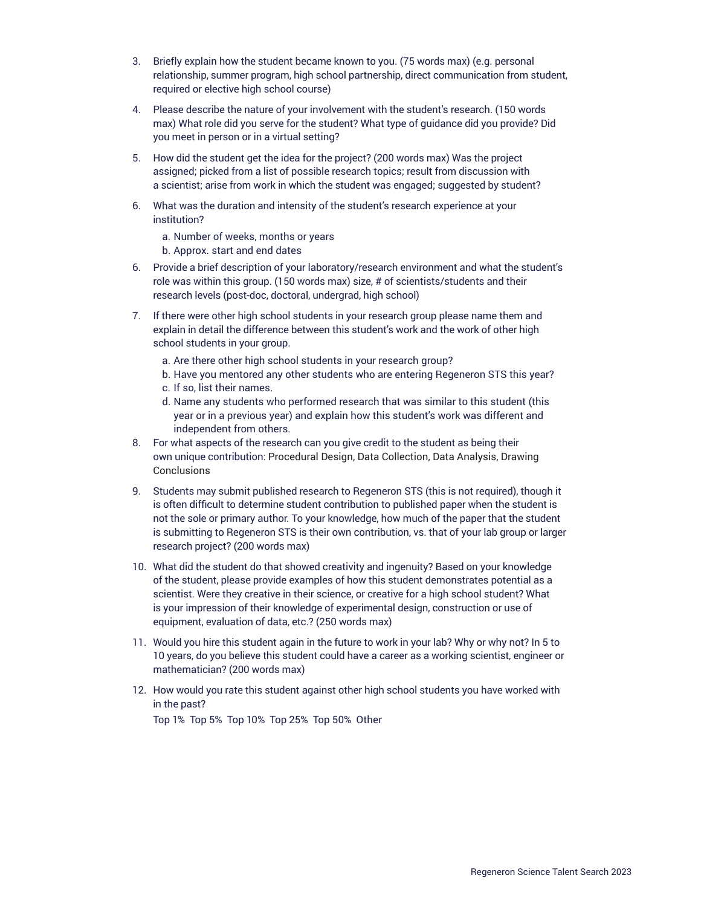3. Briefly explain how the student became known to you. (75 words max) (e.g. personal relationship, summer program, high school partnership, direct communication from student, required or elective high school course)

4. Please describe the nature of your involvement with the student's research. (150 words max) What role did you serve for the student? What type of guidance did you provide? Did you meet in person or in a virtual setting?

5. How did the student get the idea for the project? (200 words max) Was the project assigned; picked from a list of possible research topics; result from discussion with a scientist; arise from work in which the student was engaged; suggested by student?

6. What was the duration and intensity of the student's research experience at your institution?
   a. Number of weeks, months or years
   b. Approx. start and end dates

6. Provide a brief description of your laboratory/research environment and what the student's role was within this group. (150 words max) size, # of scientists/students and their research levels (post-doc, doctoral, undergrad, high school)

7. If there were other high school students in your research group please name them and explain in detail the difference between this student's work and the work of other high school students in your group.
   a. Are there other high school students in your research group?
   b. Have you mentored any other students who are entering Regeneron STS this year?
   c. If so, list their names.
   d. Name any students who performed research that was similar to this student (this year or in a previous year) and explain how this student's work was different and independent from others.

8. For what aspects of the research can you give credit to the student as being their own unique contribution: Procedural Design, Data Collection, Data Analysis, Drawing Conclusions

9. Students may submit published research to Regeneron STS (this is not required), though it is often difficult to determine student contribution to published paper when the student is not the sole or primary author. To your knowledge, how much of the paper that the student is submitting to Regeneron STS is their own contribution, vs. that of your lab group or larger research project? (200 words max)

10. What did the student do that showed creativity and ingenuity? Based on your knowledge of the student, please provide examples of how this student demonstrates potential as a scientist. Were they creative in their science, or creative for a high school student? What is your impression of their knowledge of experimental design, construction or use of equipment, evaluation of data, etc.? (250 words max)

11. Would you hire this student again in the future to work in your lab? Why or why not? In 5 to 10 years, do you believe this student could have a career as a working scientist, engineer or mathematician? (200 words max)

12. How would you rate this student against other high school students you have worked with in the past?

    Top 1%  Top 5%  Top 10%  Top 25%  Top 50%  Other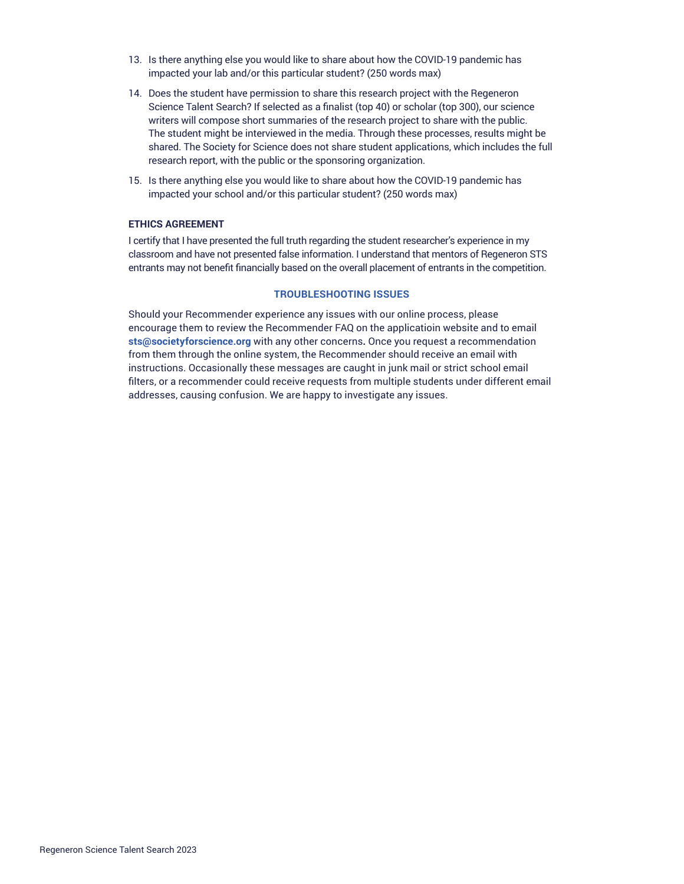13. Is there anything else you would like to share about how the COVID-19 pandemic has impacted your lab and/or this particular student? (250 words max)
14. Does the student have permission to share this research project with the Regeneron Science Talent Search? If selected as a finalist (top 40) or scholar (top 300), our science writers will compose short summaries of the research project to share with the public. The student might be interviewed in the media. Through these processes, results might be shared. The Society for Science does not share student applications, which includes the full research report, with the public or the sponsoring organization.
15. Is there anything else you would like to share about how the COVID-19 pandemic has impacted your school and/or this particular student? (250 words max)

**ETHICS AGREEMENT**

I certify that I have presented the full truth regarding the student researcher's experience in my classroom and have not presented false information. I understand that mentors of Regeneron STS entrants may not benefit financially based on the overall placement of entrants in the competition.

## TROUBLESHOOTING ISSUES

Should your Recommender experience any issues with our online process, please encourage them to review the Recommender FAQ on the applicatioin website and to email **sts@societyforscience.org** with any other concerns**.** Once you request a recommendation from them through the online system, the Recommender should receive an email with instructions. Occasionally these messages are caught in junk mail or strict school email filters, or a recommender could receive requests from multiple students under different email addresses, causing confusion. We are happy to investigate any issues.